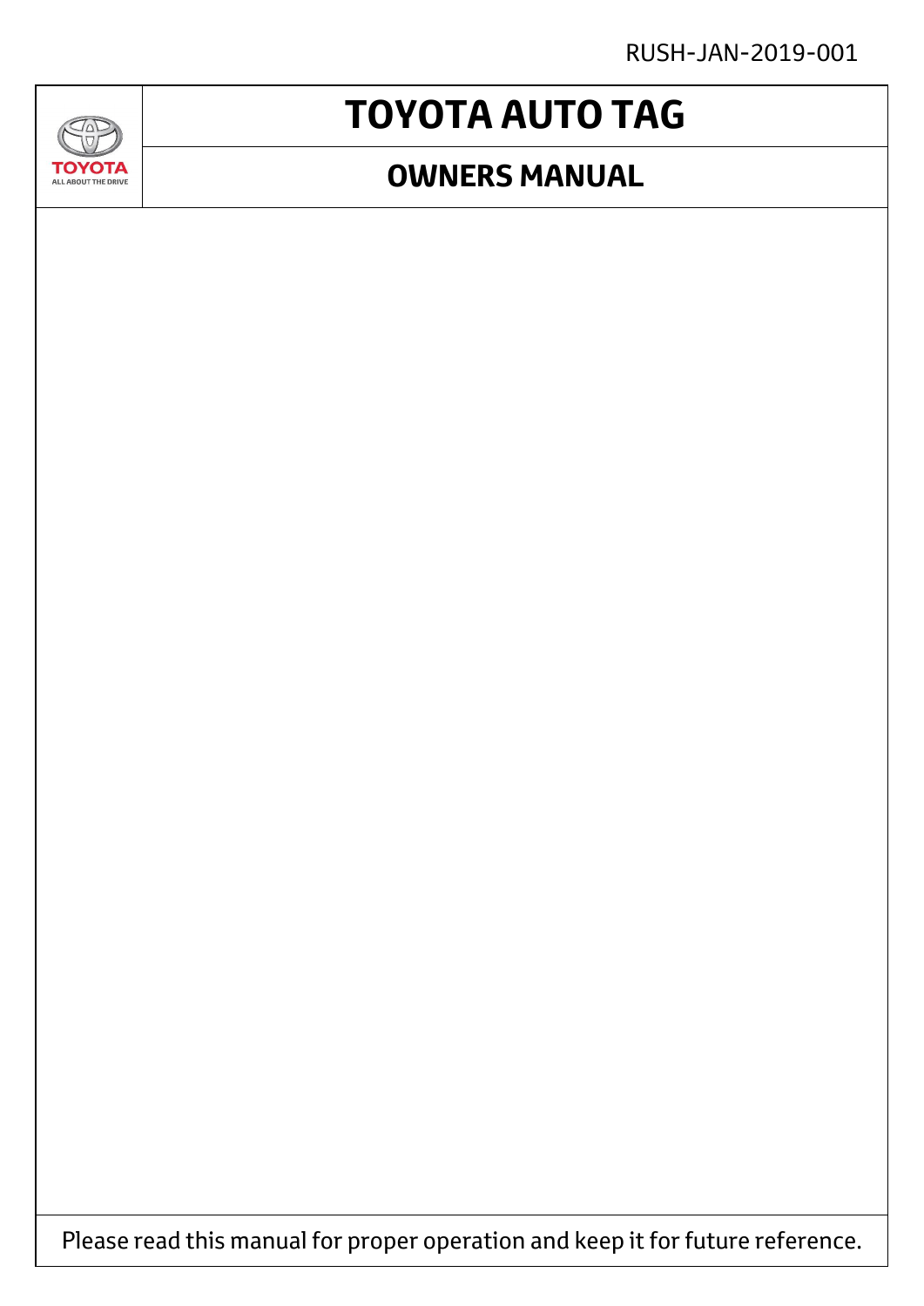RUSH-JAN-2019-001

TOYOTA
ALL ABOUT THE DRIVE

# TOYOTA AUTO TAG

## OWNERS MANUAL

Please read this manual for proper operation and keep it for future reference.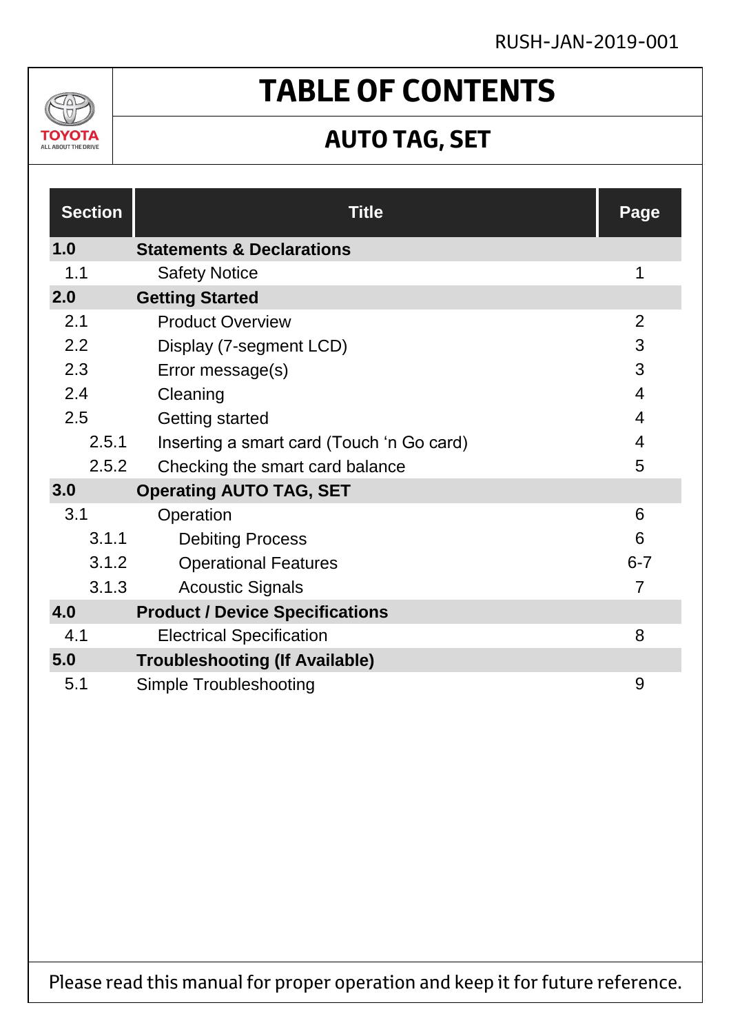RUSH-JAN-2019-001

TOYOTA
ALL ABOUT THE DRIVE

# TABLE OF CONTENTS

## AUTO TAG, SET

| Section | Title | Page |
|---|---|---|
| **1.0** | **Statements & Declarations** | |
| 1.1 | Safety Notice | 1 |
| **2.0** | **Getting Started** | |
| 2.1 | Product Overview | 2 |
| 2.2 | Display (7-segment LCD) | 3 |
| 2.3 | Error message(s) | 3 |
| 2.4 | Cleaning | 4 |
| 2.5 | Getting started | 4 |
| 2.5.1 | Inserting a smart card (Touch ‘n Go card) | 4 |
| 2.5.2 | Checking the smart card balance | 5 |
| **3.0** | **Operating AUTO TAG, SET** | |
| 3.1 | Operation | 6 |
| 3.1.1 | Debiting Process | 6 |
| 3.1.2 | Operational Features | 6-7 |
| 3.1.3 | Acoustic Signals | 7 |
| **4.0** | **Product / Device Specifications** | |
| 4.1 | Electrical Specification | 8 |
| **5.0** | **Troubleshooting (If Available)** | |
| 5.1 | Simple Troubleshooting | 9 |

Please read this manual for proper operation and keep it for future reference.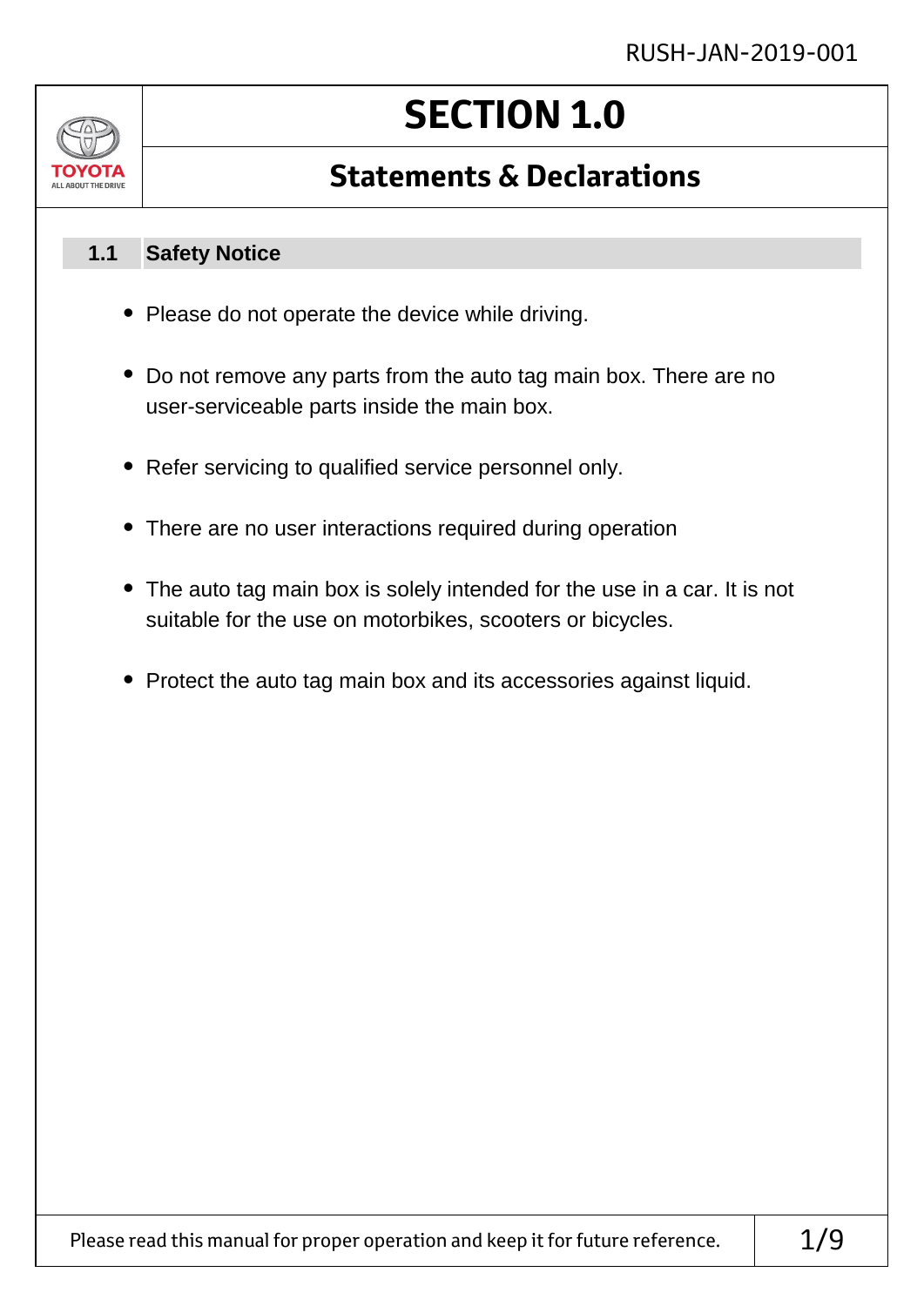# SECTION 1.0

## Statements & Declarations

### 1.1 Safety Notice

- Please do not operate the device while driving.
- Do not remove any parts from the auto tag main box. There are no user-serviceable parts inside the main box.
- Refer servicing to qualified service personnel only.
- There are no user interactions required during operation
- The auto tag main box is solely intended for the use in a car. It is not suitable for the use on motorbikes, scooters or bicycles.
- Protect the auto tag main box and its accessories against liquid.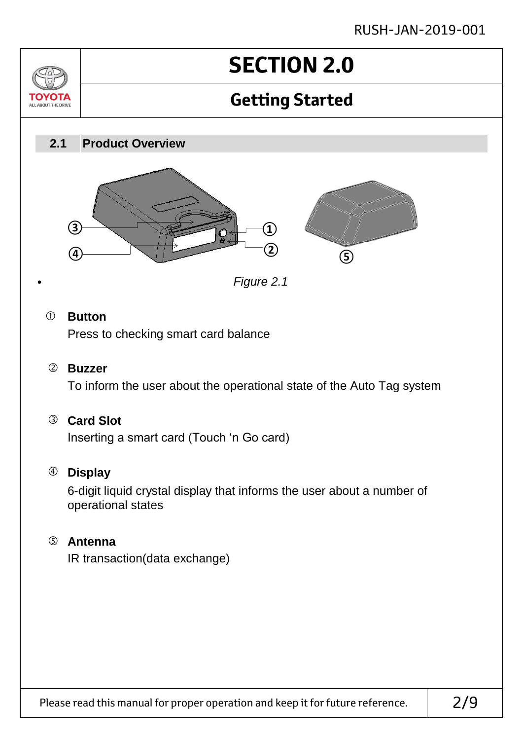# SECTION 2.0

## Getting Started

### 2.1 Product Overview

*Figure 2.1*

① **Button**
Press to checking smart card balance

② **Buzzer**
To inform the user about the operational state of the Auto Tag system

③ **Card Slot**
Inserting a smart card (Touch 'n Go card)

④ **Display**
6-digit liquid crystal display that informs the user about a number of operational states

⑤ **Antenna**
IR transaction(data exchange)

Please read this manual for proper operation and keep it for future reference.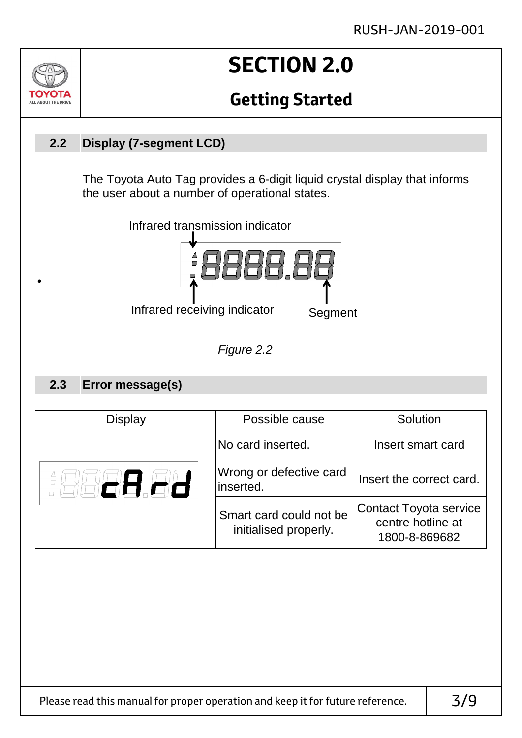# SECTION 2.0

## Getting Started

### 2.2 Display (7-segment LCD)

The Toyota Auto Tag provides a 6-digit liquid crystal display that informs the user about a number of operational states.

Infrared transmission indicator

Infrared receiving indicator

Segment

*Figure 2.2*

### 2.3 Error message(s)

| Display | Possible cause | Solution |
|---|---|---|
| cArd | No card inserted. | Insert smart card |
| | Wrong or defective card inserted. | Insert the correct card. |
| | Smart card could not be initialised properly. | Contact Toyota service centre hotline at 1800-8-869682 |

Please read this manual for proper operation and keep it for future reference.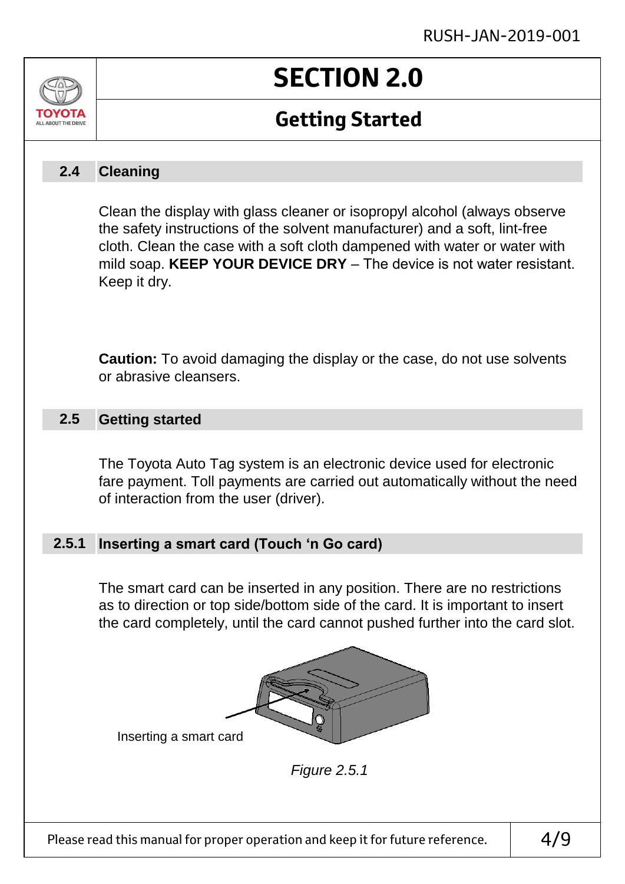# SECTION 2.0

## Getting Started

### 2.4 Cleaning

Clean the display with glass cleaner or isopropyl alcohol (always observe the safety instructions of the solvent manufacturer) and a soft, lint-free cloth. Clean the case with a soft cloth dampened with water or water with mild soap. **KEEP YOUR DEVICE DRY** – The device is not water resistant. Keep it dry.

**Caution:** To avoid damaging the display or the case, do not use solvents or abrasive cleansers.

### 2.5 Getting started

The Toyota Auto Tag system is an electronic device used for electronic fare payment. Toll payments are carried out automatically without the need of interaction from the user (driver).

### 2.5.1 Inserting a smart card (Touch 'n Go card)

The smart card can be inserted in any position. There are no restrictions as to direction or top side/bottom side of the card. It is important to insert the card completely, until the card cannot pushed further into the card slot.

Inserting a smart card

*Figure 2.5.1*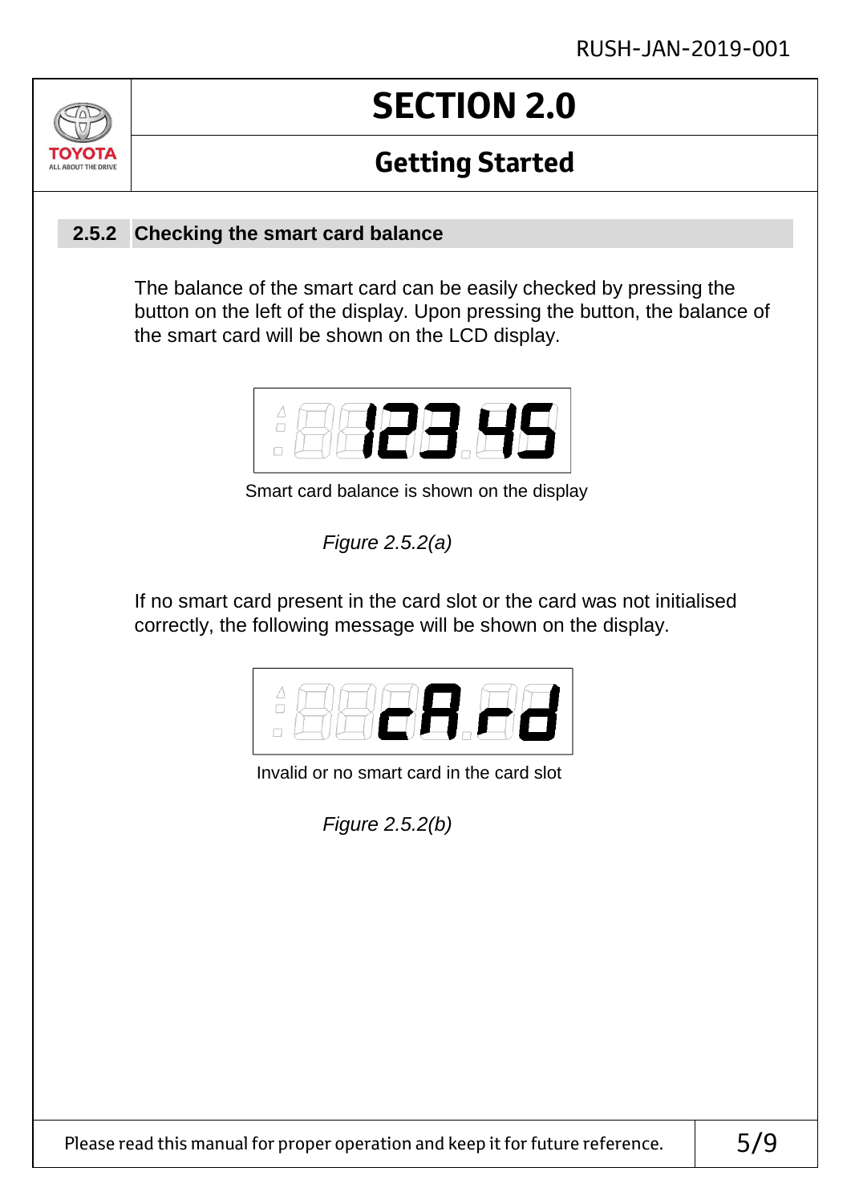# SECTION 2.0

## Getting Started

### 2.5.2 Checking the smart card balance

The balance of the smart card can be easily checked by pressing the button on the left of the display. Upon pressing the button, the balance of the smart card will be shown on the LCD display.

123.45

Smart card balance is shown on the display

*Figure 2.5.2(a)*

If no smart card present in the card slot or the card was not initialised correctly, the following message will be shown on the display.

cArd

Invalid or no smart card in the card slot

*Figure 2.5.2(b)*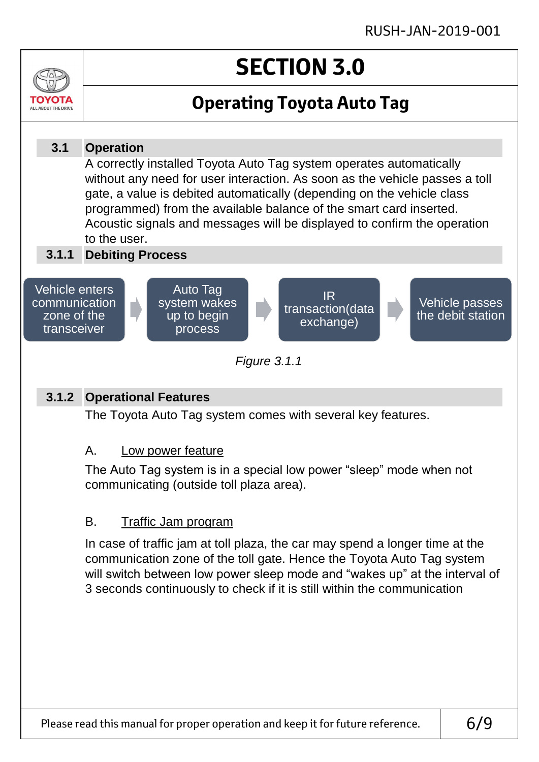# SECTION 3.0

## Operating Toyota Auto Tag

### 3.1 Operation

A correctly installed Toyota Auto Tag system operates automatically without any need for user interaction. As soon as the vehicle passes a toll gate, a value is debited automatically (depending on the vehicle class programmed) from the available balance of the smart card inserted. Acoustic signals and messages will be displayed to confirm the operation to the user.

### 3.1.1 Debiting Process

Vehicle enters communication zone of the transceiver → Auto Tag system wakes up to begin process → IR transaction(data exchange) → Vehicle passes the debit station

*Figure 3.1.1*

### 3.1.2 Operational Features

The Toyota Auto Tag system comes with several key features.

A. Low power feature

The Auto Tag system is in a special low power “sleep” mode when not communicating (outside toll plaza area).

B. Traffic Jam program

In case of traffic jam at toll plaza, the car may spend a longer time at the communication zone of the toll gate. Hence the Toyota Auto Tag system will switch between low power sleep mode and “wakes up” at the interval of 3 seconds continuously to check if it is still within the communication

Please read this manual for proper operation and keep it for future reference.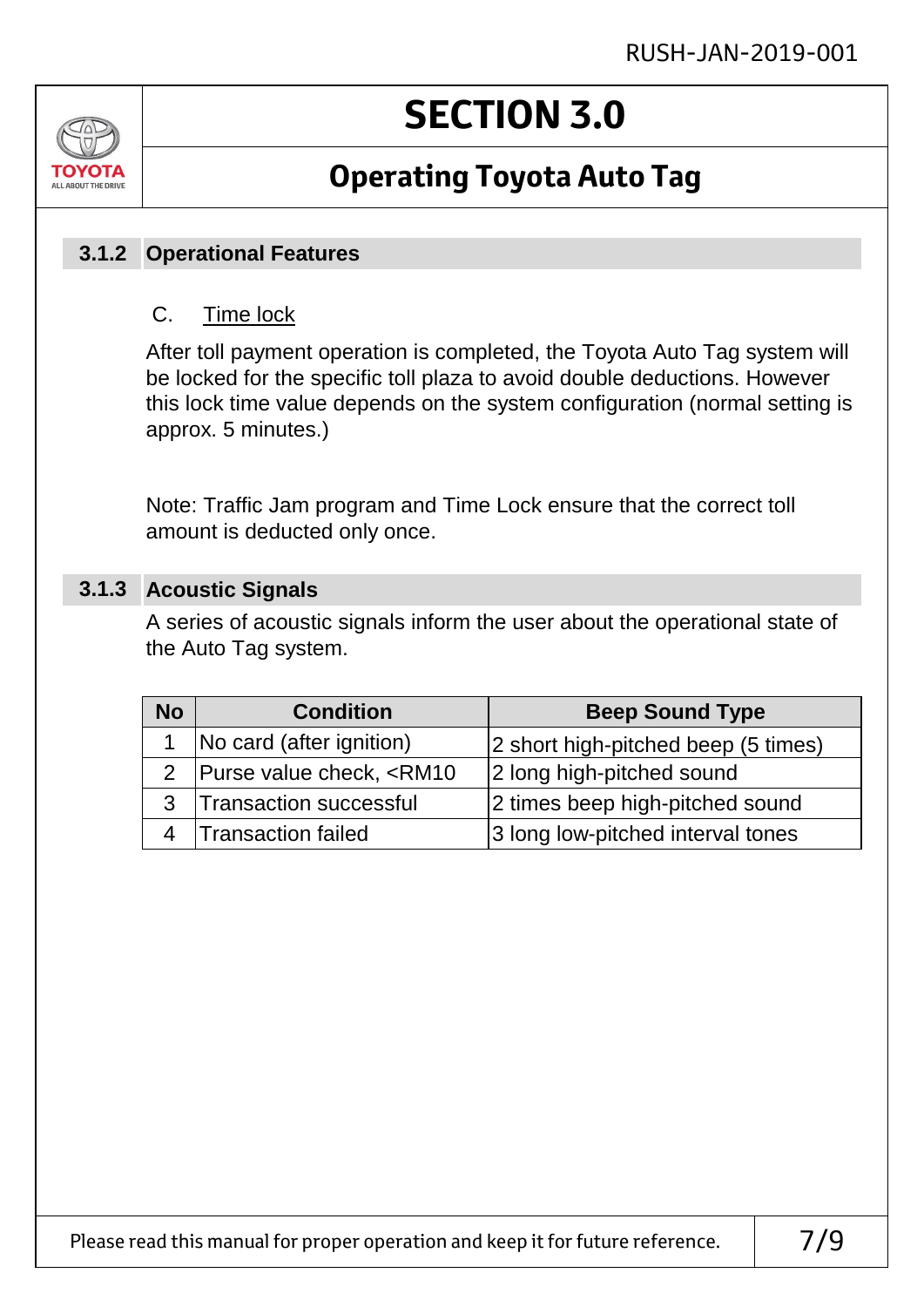# SECTION 3.0

## Operating Toyota Auto Tag

### 3.1.2 Operational Features

C. Time lock

After toll payment operation is completed, the Toyota Auto Tag system will be locked for the specific toll plaza to avoid double deductions. However this lock time value depends on the system configuration (normal setting is approx. 5 minutes.)

Note: Traffic Jam program and Time Lock ensure that the correct toll amount is deducted only once.

### 3.1.3 Acoustic Signals

A series of acoustic signals inform the user about the operational state of the Auto Tag system.

| No | Condition | Beep Sound Type |
|---|---|---|
| 1 | No card (after ignition) | 2 short high-pitched beep (5 times) |
| 2 | Purse value check, <RM10 | 2 long high-pitched sound |
| 3 | Transaction successful | 2 times beep high-pitched sound |
| 4 | Transaction failed | 3 long low-pitched interval tones |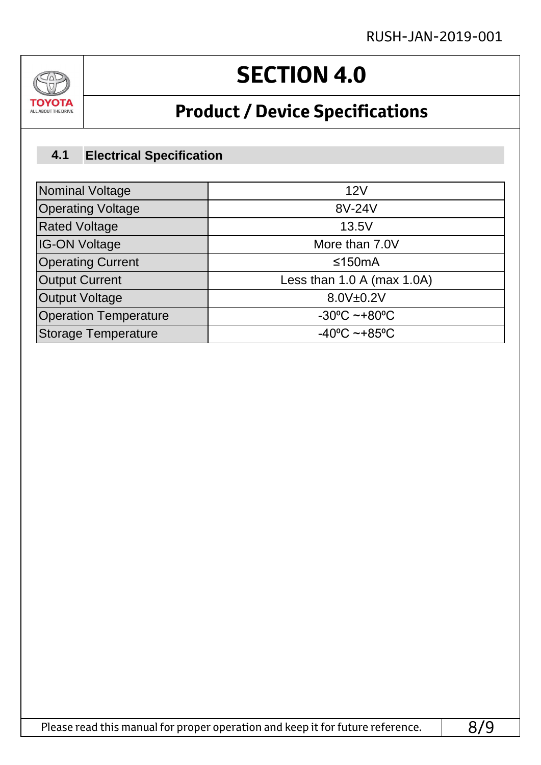# SECTION 4.0

## Product / Device Specifications

### 4.1 Electrical Specification

| Nominal Voltage | 12V |
|---|---|
| Operating Voltage | 8V-24V |
| Rated Voltage | 13.5V |
| IG-ON Voltage | More than 7.0V |
| Operating Current | ≤150mA |
| Output Current | Less than 1.0 A (max 1.0A) |
| Output Voltage | 8.0V±0.2V |
| Operation Temperature | -30ºC ~+80ºC |
| Storage Temperature | -40ºC ~+85ºC |

Please read this manual for proper operation and keep it for future reference.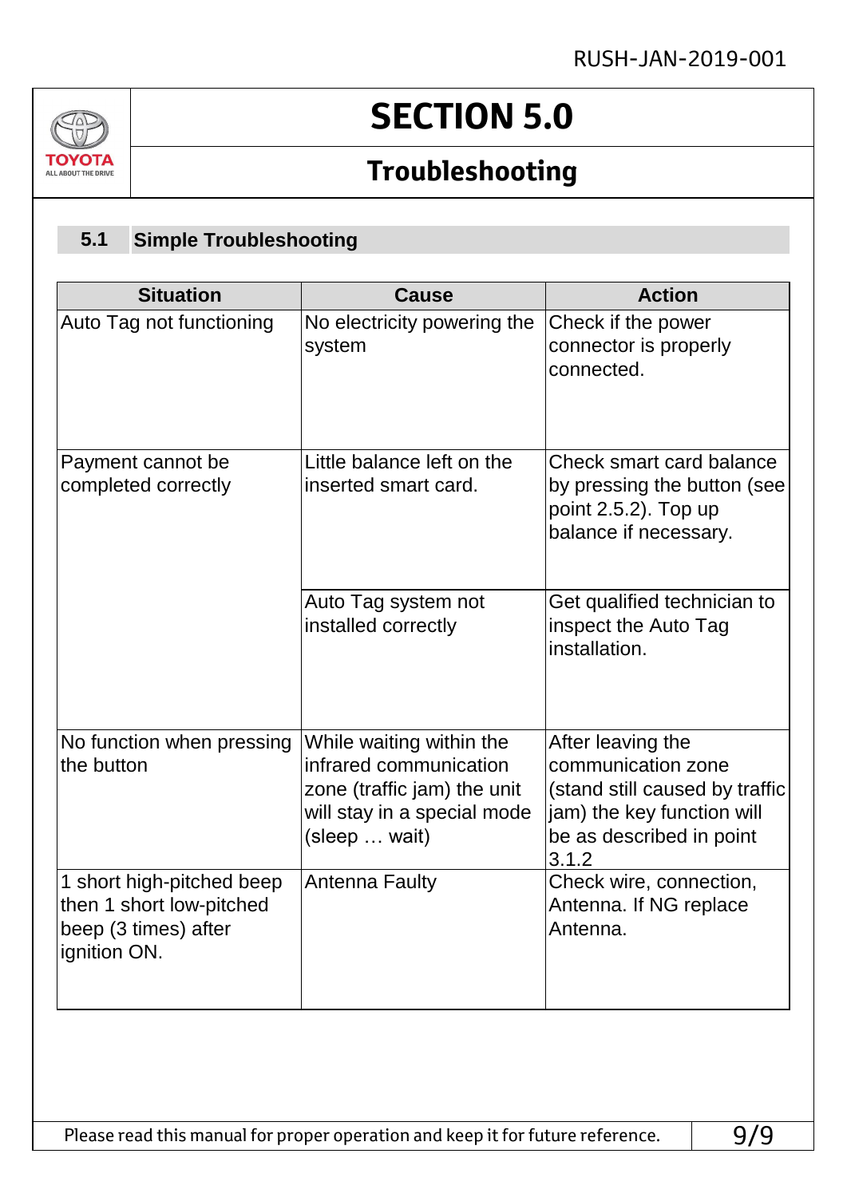# SECTION 5.0

## Troubleshooting

### 5.1 Simple Troubleshooting

| Situation | Cause | Action |
|---|---|---|
| Auto Tag not functioning | No electricity powering the system | Check if the power connector is properly connected. |
| Payment cannot be completed correctly | Little balance left on the inserted smart card. | Check smart card balance by pressing the button (see point 2.5.2). Top up balance if necessary. |
| | Auto Tag system not installed correctly | Get qualified technician to inspect the Auto Tag installation. |
| No function when pressing the button | While waiting within the infrared communication zone (traffic jam) the unit will stay in a special mode (sleep … wait) | After leaving the communication zone (stand still caused by traffic jam) the key function will be as described in point 3.1.2 |
| 1 short high-pitched beep then 1 short low-pitched beep (3 times) after ignition ON. | Antenna Faulty | Check wire, connection, Antenna. If NG replace Antenna. |

Please read this manual for proper operation and keep it for future reference.